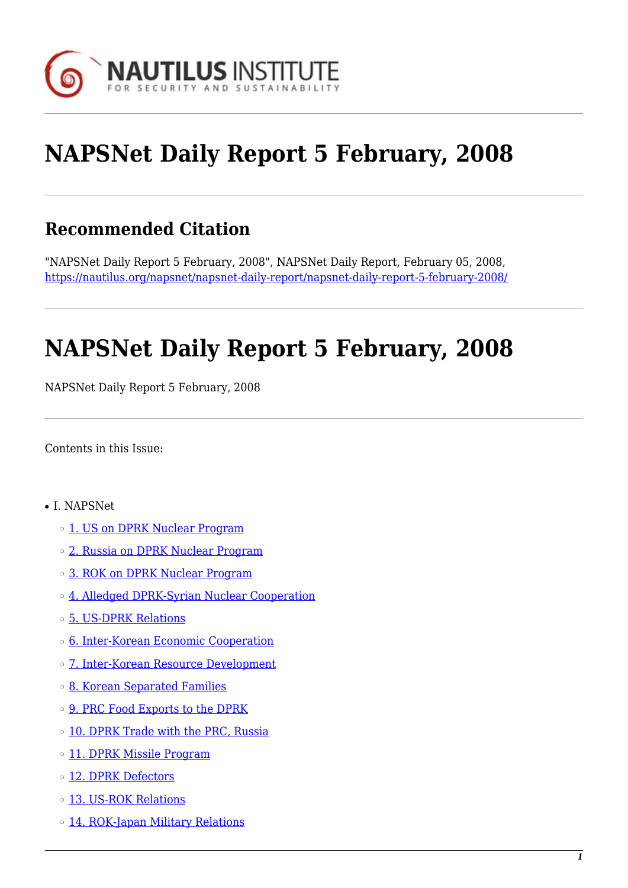# NAPSNet Daily Report 5 February, 2008

## Recommended Citation

"NAPSNet Daily Report 5 February, 2008", NAPSNet Daily Report, February 05, 2008, https://nautilus.org/napsnet/napsnet-daily-report/napsnet-daily-report-5-february-2008/

# NAPSNet Daily Report 5 February, 2008

NAPSNet Daily Report 5 February, 2008

Contents in this Issue:

- I. NAPSNet
  - 1. US on DPRK Nuclear Program
  - 2. Russia on DPRK Nuclear Program
  - 3. ROK on DPRK Nuclear Program
  - 4. Alledged DPRK-Syrian Nuclear Cooperation
  - 5. US-DPRK Relations
  - 6. Inter-Korean Economic Cooperation
  - 7. Inter-Korean Resource Development
  - 8. Korean Separated Families
  - 9. PRC Food Exports to the DPRK
  - 10. DPRK Trade with the PRC, Russia
  - 11. DPRK Missile Program
  - 12. DPRK Defectors
  - 13. US-ROK Relations
  - 14. ROK-Japan Military Relations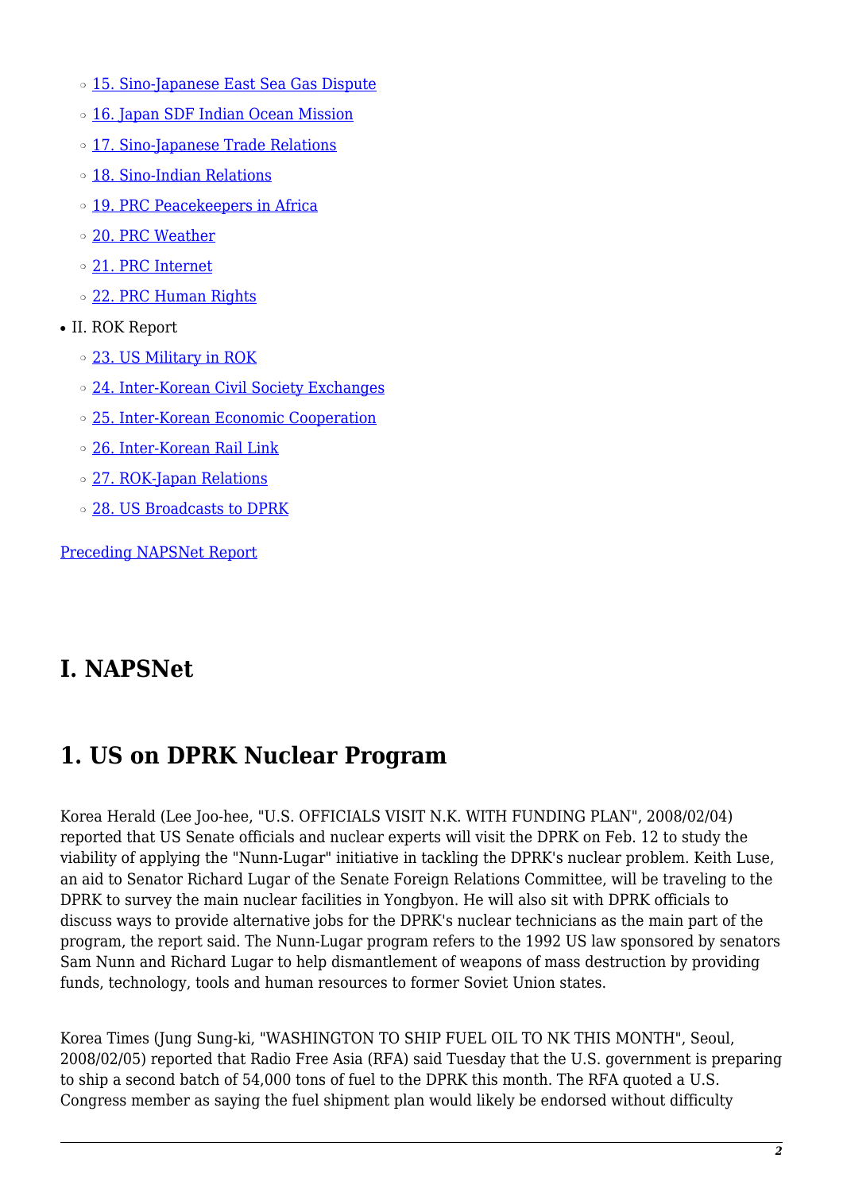- [15. Sino-Japanese East Sea Gas Dispute]
- [16. Japan SDF Indian Ocean Mission]
- [17. Sino-Japanese Trade Relations]
- [18. Sino-Indian Relations]
- [19. PRC Peacekeepers in Africa]
- [20. PRC Weather]
- [21. PRC Internet]
- [22. PRC Human Rights]

- II. ROK Report
  - [23. US Military in ROK]
  - [24. Inter-Korean Civil Society Exchanges]
  - [25. Inter-Korean Economic Cooperation]
  - [26. Inter-Korean Rail Link]
  - [27. ROK-Japan Relations]
  - [28. US Broadcasts to DPRK]

[Preceding NAPSNet Report]

# I. NAPSNet

## 1. US on DPRK Nuclear Program

Korea Herald (Lee Joo-hee, "U.S. OFFICIALS VISIT N.K. WITH FUNDING PLAN", 2008/02/04) reported that US Senate officials and nuclear experts will visit the DPRK on Feb. 12 to study the viability of applying the "Nunn-Lugar" initiative in tackling the DPRK's nuclear problem. Keith Luse, an aid to Senator Richard Lugar of the Senate Foreign Relations Committee, will be traveling to the DPRK to survey the main nuclear facilities in Yongbyon. He will also sit with DPRK officials to discuss ways to provide alternative jobs for the DPRK's nuclear technicians as the main part of the program, the report said. The Nunn-Lugar program refers to the 1992 US law sponsored by senators Sam Nunn and Richard Lugar to help dismantlement of weapons of mass destruction by providing funds, technology, tools and human resources to former Soviet Union states.

Korea Times (Jung Sung-ki, "WASHINGTON TO SHIP FUEL OIL TO NK THIS MONTH", Seoul, 2008/02/05) reported that Radio Free Asia (RFA) said Tuesday that the U.S. government is preparing to ship a second batch of 54,000 tons of fuel to the DPRK this month. The RFA quoted a U.S. Congress member as saying the fuel shipment plan would likely be endorsed without difficulty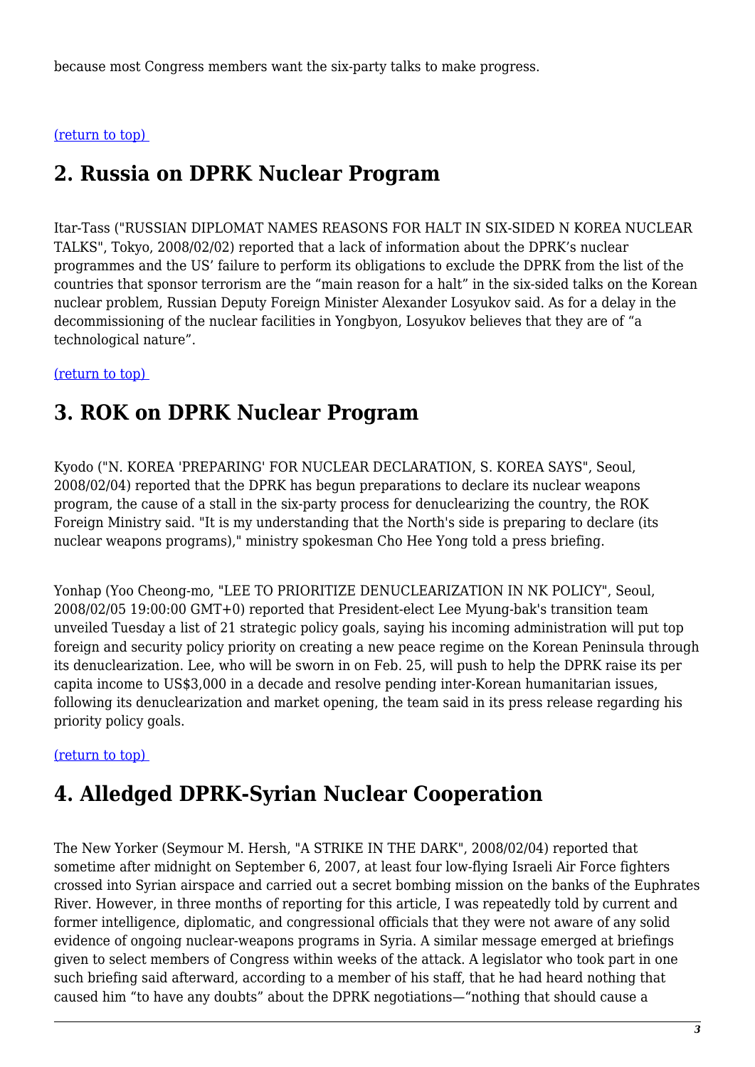because most Congress members want the six-party talks to make progress.

(return to top)

## 2. Russia on DPRK Nuclear Program

Itar-Tass ("RUSSIAN DIPLOMAT NAMES REASONS FOR HALT IN SIX-SIDED N KOREA NUCLEAR TALKS", Tokyo, 2008/02/02) reported that a lack of information about the DPRK's nuclear programmes and the US' failure to perform its obligations to exclude the DPRK from the list of the countries that sponsor terrorism are the "main reason for a halt" in the six-sided talks on the Korean nuclear problem, Russian Deputy Foreign Minister Alexander Losyukov said. As for a delay in the decommissioning of the nuclear facilities in Yongbyon, Losyukov believes that they are of "a technological nature".

(return to top)

## 3. ROK on DPRK Nuclear Program

Kyodo ("N. KOREA 'PREPARING' FOR NUCLEAR DECLARATION, S. KOREA SAYS", Seoul, 2008/02/04) reported that the DPRK has begun preparations to declare its nuclear weapons program, the cause of a stall in the six-party process for denuclearizing the country, the ROK Foreign Ministry said. "It is my understanding that the North's side is preparing to declare (its nuclear weapons programs)," ministry spokesman Cho Hee Yong told a press briefing.

Yonhap (Yoo Cheong-mo, "LEE TO PRIORITIZE DENUCLEARIZATION IN NK POLICY", Seoul, 2008/02/05 19:00:00 GMT+0) reported that President-elect Lee Myung-bak's transition team unveiled Tuesday a list of 21 strategic policy goals, saying his incoming administration will put top foreign and security policy priority on creating a new peace regime on the Korean Peninsula through its denuclearization. Lee, who will be sworn in on Feb. 25, will push to help the DPRK raise its per capita income to US$3,000 in a decade and resolve pending inter-Korean humanitarian issues, following its denuclearization and market opening, the team said in its press release regarding his priority policy goals.

(return to top)

## 4. Alledged DPRK-Syrian Nuclear Cooperation

The New Yorker (Seymour M. Hersh, "A STRIKE IN THE DARK", 2008/02/04) reported that sometime after midnight on September 6, 2007, at least four low-flying Israeli Air Force fighters crossed into Syrian airspace and carried out a secret bombing mission on the banks of the Euphrates River. However, in three months of reporting for this article, I was repeatedly told by current and former intelligence, diplomatic, and congressional officials that they were not aware of any solid evidence of ongoing nuclear-weapons programs in Syria. A similar message emerged at briefings given to select members of Congress within weeks of the attack. A legislator who took part in one such briefing said afterward, according to a member of his staff, that he had heard nothing that caused him "to have any doubts" about the DPRK negotiations—"nothing that should cause a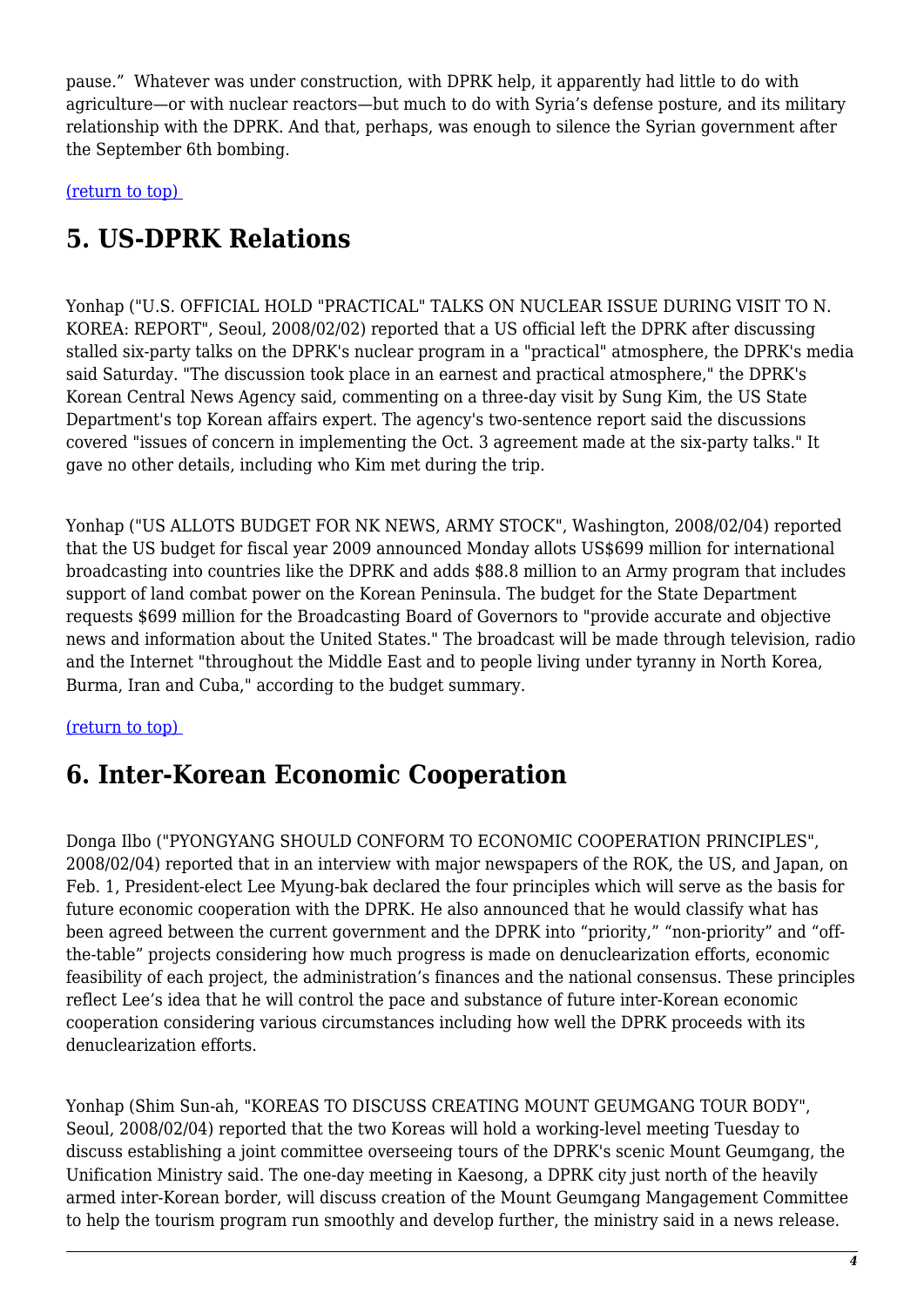pause." Whatever was under construction, with DPRK help, it apparently had little to do with agriculture—or with nuclear reactors—but much to do with Syria's defense posture, and its military relationship with the DPRK. And that, perhaps, was enough to silence the Syrian government after the September 6th bombing.

(return to top)

## 5. US-DPRK Relations

Yonhap ("U.S. OFFICIAL HOLD "PRACTICAL" TALKS ON NUCLEAR ISSUE DURING VISIT TO N. KOREA: REPORT", Seoul, 2008/02/02) reported that a US official left the DPRK after discussing stalled six-party talks on the DPRK's nuclear program in a "practical" atmosphere, the DPRK's media said Saturday. "The discussion took place in an earnest and practical atmosphere," the DPRK's Korean Central News Agency said, commenting on a three-day visit by Sung Kim, the US State Department's top Korean affairs expert. The agency's two-sentence report said the discussions covered "issues of concern in implementing the Oct. 3 agreement made at the six-party talks." It gave no other details, including who Kim met during the trip.

Yonhap ("US ALLOTS BUDGET FOR NK NEWS, ARMY STOCK", Washington, 2008/02/04) reported that the US budget for fiscal year 2009 announced Monday allots US$699 million for international broadcasting into countries like the DPRK and adds $88.8 million to an Army program that includes support of land combat power on the Korean Peninsula. The budget for the State Department requests $699 million for the Broadcasting Board of Governors to "provide accurate and objective news and information about the United States." The broadcast will be made through television, radio and the Internet "throughout the Middle East and to people living under tyranny in North Korea, Burma, Iran and Cuba," according to the budget summary.

(return to top)

## 6. Inter-Korean Economic Cooperation

Donga Ilbo ("PYONGYANG SHOULD CONFORM TO ECONOMIC COOPERATION PRINCIPLES", 2008/02/04) reported that in an interview with major newspapers of the ROK, the US, and Japan, on Feb. 1, President-elect Lee Myung-bak declared the four principles which will serve as the basis for future economic cooperation with the DPRK. He also announced that he would classify what has been agreed between the current government and the DPRK into "priority," "non-priority" and "off-the-table" projects considering how much progress is made on denuclearization efforts, economic feasibility of each project, the administration's finances and the national consensus. These principles reflect Lee's idea that he will control the pace and substance of future inter-Korean economic cooperation considering various circumstances including how well the DPRK proceeds with its denuclearization efforts.

Yonhap (Shim Sun-ah, "KOREAS TO DISCUSS CREATING MOUNT GEUMGANG TOUR BODY", Seoul, 2008/02/04) reported that the two Koreas will hold a working-level meeting Tuesday to discuss establishing a joint committee overseeing tours of the DPRK's scenic Mount Geumgang, the Unification Ministry said. The one-day meeting in Kaesong, a DPRK city just north of the heavily armed inter-Korean border, will discuss creation of the Mount Geumgang Mangagement Committee to help the tourism program run smoothly and develop further, the ministry said in a news release.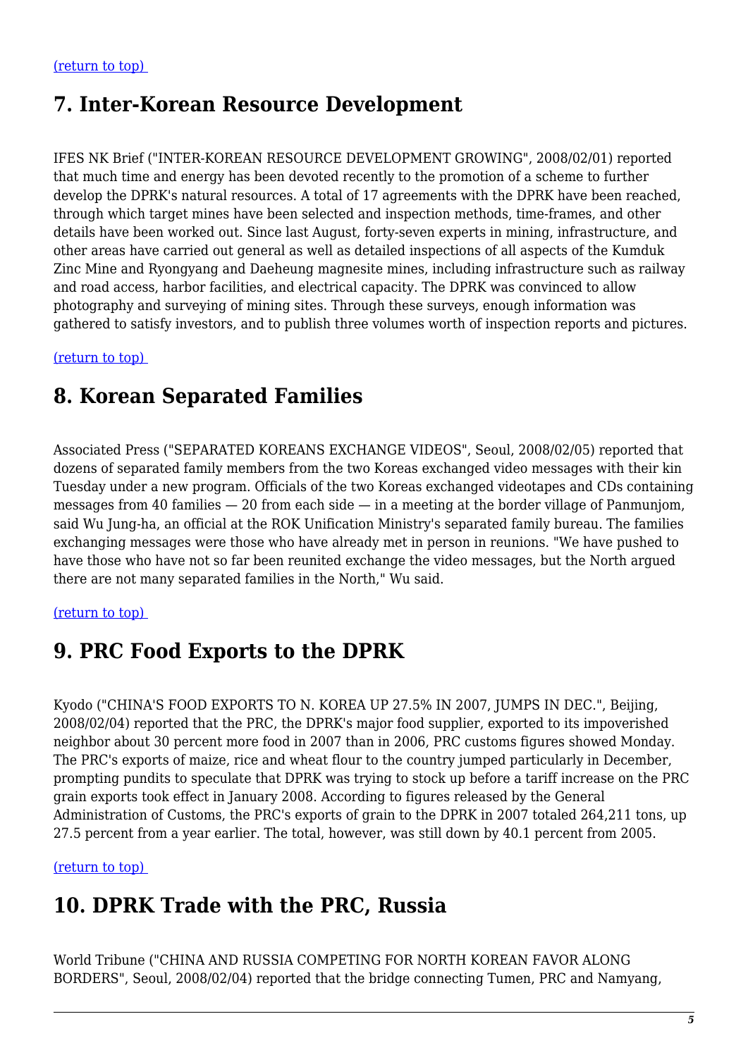[(return to top)](#)

## 7. Inter-Korean Resource Development

IFES NK Brief ("INTER-KOREAN RESOURCE DEVELOPMENT GROWING", 2008/02/01) reported that much time and energy has been devoted recently to the promotion of a scheme to further develop the DPRK's natural resources. A total of 17 agreements with the DPRK have been reached, through which target mines have been selected and inspection methods, time-frames, and other details have been worked out. Since last August, forty-seven experts in mining, infrastructure, and other areas have carried out general as well as detailed inspections of all aspects of the Kumduk Zinc Mine and Ryongyang and Daeheung magnesite mines, including infrastructure such as railway and road access, harbor facilities, and electrical capacity. The DPRK was convinced to allow photography and surveying of mining sites. Through these surveys, enough information was gathered to satisfy investors, and to publish three volumes worth of inspection reports and pictures.

[(return to top)](#)

## 8. Korean Separated Families

Associated Press ("SEPARATED KOREANS EXCHANGE VIDEOS", Seoul, 2008/02/05) reported that dozens of separated family members from the two Koreas exchanged video messages with their kin Tuesday under a new program. Officials of the two Koreas exchanged videotapes and CDs containing messages from 40 families — 20 from each side — in a meeting at the border village of Panmunjom, said Wu Jung-ha, an official at the ROK Unification Ministry's separated family bureau. The families exchanging messages were those who have already met in person in reunions. "We have pushed to have those who have not so far been reunited exchange the video messages, but the North argued there are not many separated families in the North," Wu said.

[(return to top)](#)

## 9. PRC Food Exports to the DPRK

Kyodo ("CHINA'S FOOD EXPORTS TO N. KOREA UP 27.5% IN 2007, JUMPS IN DEC.", Beijing, 2008/02/04) reported that the PRC, the DPRK's major food supplier, exported to its impoverished neighbor about 30 percent more food in 2007 than in 2006, PRC customs figures showed Monday. The PRC's exports of maize, rice and wheat flour to the country jumped particularly in December, prompting pundits to speculate that DPRK was trying to stock up before a tariff increase on the PRC grain exports took effect in January 2008. According to figures released by the General Administration of Customs, the PRC's exports of grain to the DPRK in 2007 totaled 264,211 tons, up 27.5 percent from a year earlier. The total, however, was still down by 40.1 percent from 2005.

[(return to top)](#)

## 10. DPRK Trade with the PRC, Russia

World Tribune ("CHINA AND RUSSIA COMPETING FOR NORTH KOREAN FAVOR ALONG BORDERS", Seoul, 2008/02/04) reported that the bridge connecting Tumen, PRC and Namyang,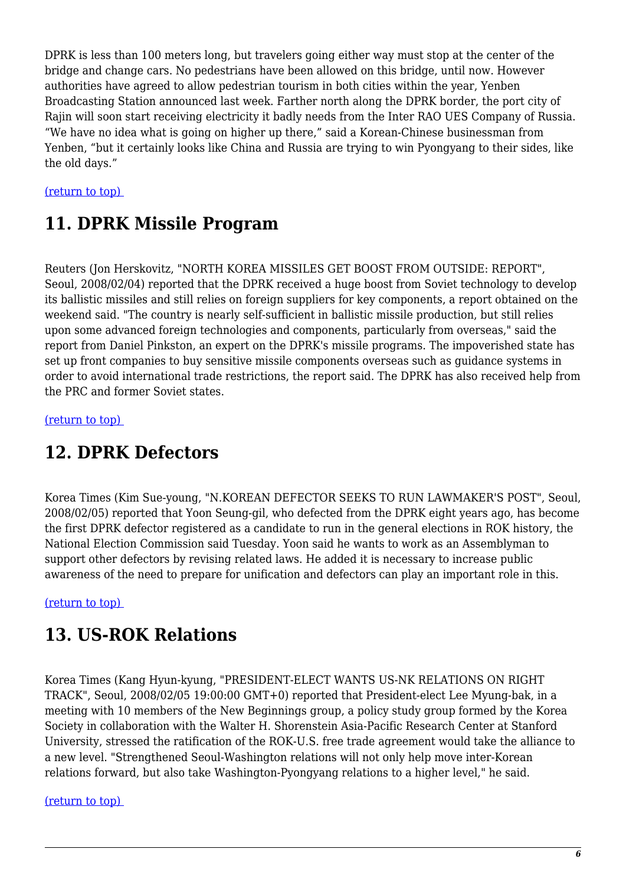DPRK is less than 100 meters long, but travelers going either way must stop at the center of the bridge and change cars. No pedestrians have been allowed on this bridge, until now. However authorities have agreed to allow pedestrian tourism in both cities within the year, Yenben Broadcasting Station announced last week. Farther north along the DPRK border, the port city of Rajin will soon start receiving electricity it badly needs from the Inter RAO UES Company of Russia. “We have no idea what is going on higher up there,” said a Korean-Chinese businessman from Yenben, “but it certainly looks like China and Russia are trying to win Pyongyang to their sides, like the old days.”

(return to top)

## 11. DPRK Missile Program

Reuters (Jon Herskovitz, "NORTH KOREA MISSILES GET BOOST FROM OUTSIDE: REPORT", Seoul, 2008/02/04) reported that the DPRK received a huge boost from Soviet technology to develop its ballistic missiles and still relies on foreign suppliers for key components, a report obtained on the weekend said. "The country is nearly self-sufficient in ballistic missile production, but still relies upon some advanced foreign technologies and components, particularly from overseas," said the report from Daniel Pinkston, an expert on the DPRK's missile programs. The impoverished state has set up front companies to buy sensitive missile components overseas such as guidance systems in order to avoid international trade restrictions, the report said. The DPRK has also received help from the PRC and former Soviet states.

(return to top)

## 12. DPRK Defectors

Korea Times (Kim Sue-young, "N.KOREAN DEFECTOR SEEKS TO RUN LAWMAKER'S POST", Seoul, 2008/02/05) reported that Yoon Seung-gil, who defected from the DPRK eight years ago, has become the first DPRK defector registered as a candidate to run in the general elections in ROK history, the National Election Commission said Tuesday. Yoon said he wants to work as an Assemblyman to support other defectors by revising related laws. He added it is necessary to increase public awareness of the need to prepare for unification and defectors can play an important role in this.

(return to top)

## 13. US-ROK Relations

Korea Times (Kang Hyun-kyung, "PRESIDENT-ELECT WANTS US-NK RELATIONS ON RIGHT TRACK", Seoul, 2008/02/05 19:00:00 GMT+0) reported that President-elect Lee Myung-bak, in a meeting with 10 members of the New Beginnings group, a policy study group formed by the Korea Society in collaboration with the Walter H. Shorenstein Asia-Pacific Research Center at Stanford University, stressed the ratification of the ROK-U.S. free trade agreement would take the alliance to a new level. "Strengthened Seoul-Washington relations will not only help move inter-Korean relations forward, but also take Washington-Pyongyang relations to a higher level," he said.

(return to top)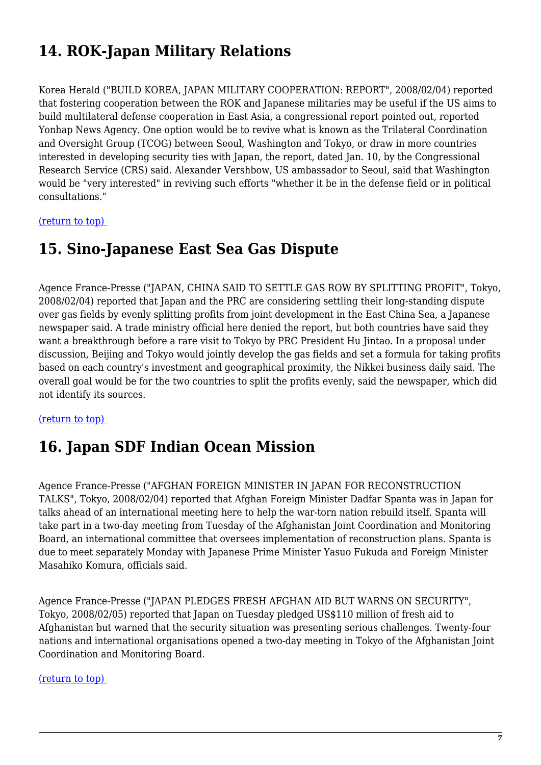## 14. ROK-Japan Military Relations

Korea Herald ("BUILD KOREA, JAPAN MILITARY COOPERATION: REPORT", 2008/02/04) reported that fostering cooperation between the ROK and Japanese militaries may be useful if the US aims to build multilateral defense cooperation in East Asia, a congressional report pointed out, reported Yonhap News Agency. One option would be to revive what is known as the Trilateral Coordination and Oversight Group (TCOG) between Seoul, Washington and Tokyo, or draw in more countries interested in developing security ties with Japan, the report, dated Jan. 10, by the Congressional Research Service (CRS) said. Alexander Vershbow, US ambassador to Seoul, said that Washington would be "very interested" in reviving such efforts "whether it be in the defense field or in political consultations."

(return to top)

## 15. Sino-Japanese East Sea Gas Dispute

Agence France-Presse ("JAPAN, CHINA SAID TO SETTLE GAS ROW BY SPLITTING PROFIT", Tokyo, 2008/02/04) reported that Japan and the PRC are considering settling their long-standing dispute over gas fields by evenly splitting profits from joint development in the East China Sea, a Japanese newspaper said. A trade ministry official here denied the report, but both countries have said they want a breakthrough before a rare visit to Tokyo by PRC President Hu Jintao. In a proposal under discussion, Beijing and Tokyo would jointly develop the gas fields and set a formula for taking profits based on each country's investment and geographical proximity, the Nikkei business daily said. The overall goal would be for the two countries to split the profits evenly, said the newspaper, which did not identify its sources.

(return to top)

## 16. Japan SDF Indian Ocean Mission

Agence France-Presse ("AFGHAN FOREIGN MINISTER IN JAPAN FOR RECONSTRUCTION TALKS", Tokyo, 2008/02/04) reported that Afghan Foreign Minister Dadfar Spanta was in Japan for talks ahead of an international meeting here to help the war-torn nation rebuild itself. Spanta will take part in a two-day meeting from Tuesday of the Afghanistan Joint Coordination and Monitoring Board, an international committee that oversees implementation of reconstruction plans. Spanta is due to meet separately Monday with Japanese Prime Minister Yasuo Fukuda and Foreign Minister Masahiko Komura, officials said.

Agence France-Presse ("JAPAN PLEDGES FRESH AFGHAN AID BUT WARNS ON SECURITY", Tokyo, 2008/02/05) reported that Japan on Tuesday pledged US$110 million of fresh aid to Afghanistan but warned that the security situation was presenting serious challenges. Twenty-four nations and international organisations opened a two-day meeting in Tokyo of the Afghanistan Joint Coordination and Monitoring Board.

(return to top)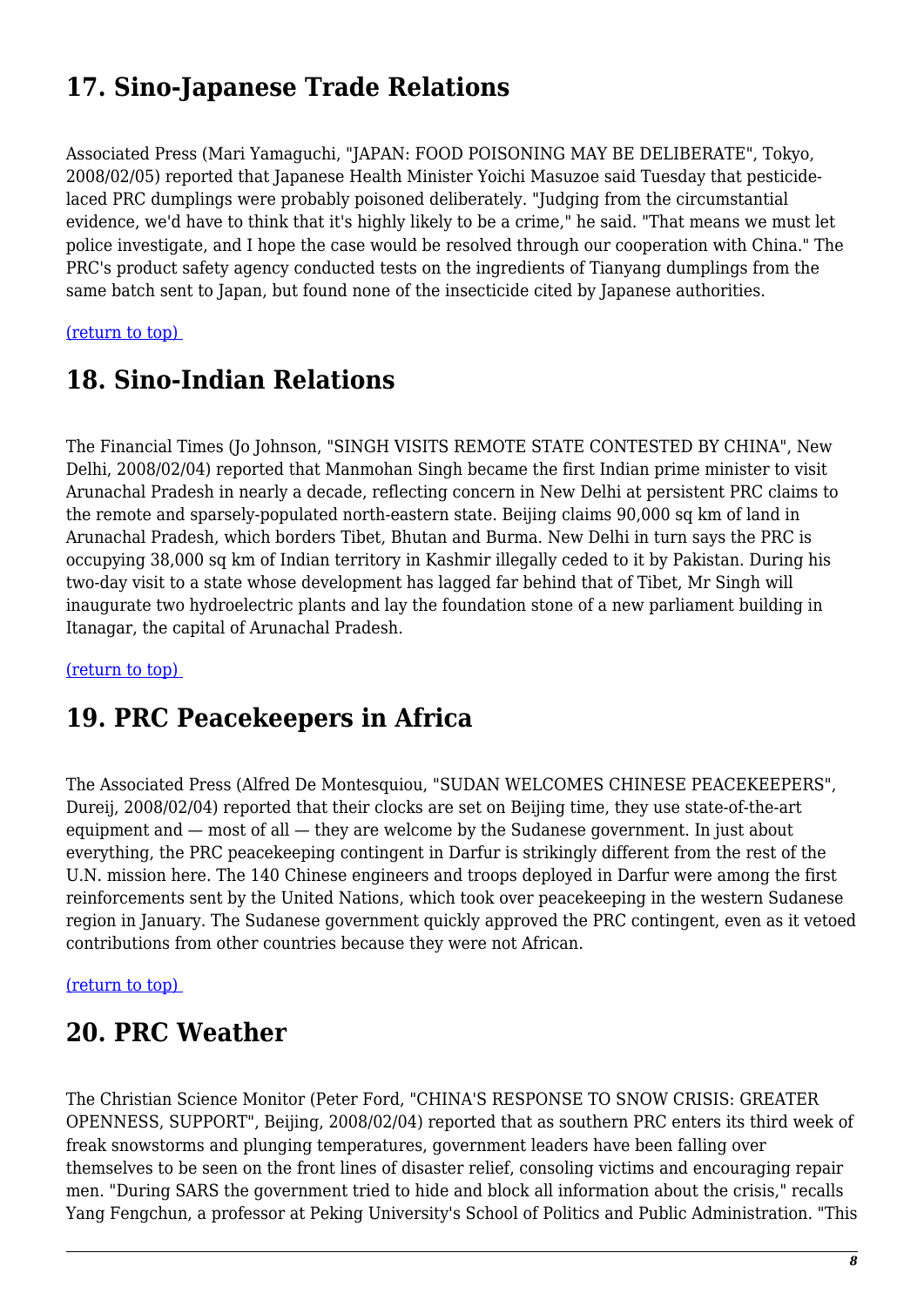## 17. Sino-Japanese Trade Relations

Associated Press (Mari Yamaguchi, "JAPAN: FOOD POISONING MAY BE DELIBERATE", Tokyo, 2008/02/05) reported that Japanese Health Minister Yoichi Masuzoe said Tuesday that pesticide-laced PRC dumplings were probably poisoned deliberately. "Judging from the circumstantial evidence, we'd have to think that it's highly likely to be a crime," he said. "That means we must let police investigate, and I hope the case would be resolved through our cooperation with China." The PRC's product safety agency conducted tests on the ingredients of Tianyang dumplings from the same batch sent to Japan, but found none of the insecticide cited by Japanese authorities.

(return to top)

## 18. Sino-Indian Relations

The Financial Times (Jo Johnson, "SINGH VISITS REMOTE STATE CONTESTED BY CHINA", New Delhi, 2008/02/04) reported that Manmohan Singh became the first Indian prime minister to visit Arunachal Pradesh in nearly a decade, reflecting concern in New Delhi at persistent PRC claims to the remote and sparsely-populated north-eastern state. Beijing claims 90,000 sq km of land in Arunachal Pradesh, which borders Tibet, Bhutan and Burma. New Delhi in turn says the PRC is occupying 38,000 sq km of Indian territory in Kashmir illegally ceded to it by Pakistan. During his two-day visit to a state whose development has lagged far behind that of Tibet, Mr Singh will inaugurate two hydroelectric plants and lay the foundation stone of a new parliament building in Itanagar, the capital of Arunachal Pradesh.

(return to top)

## 19. PRC Peacekeepers in Africa

The Associated Press (Alfred De Montesquiou, "SUDAN WELCOMES CHINESE PEACEKEEPERS", Dureij, 2008/02/04) reported that their clocks are set on Beijing time, they use state-of-the-art equipment and — most of all — they are welcome by the Sudanese government. In just about everything, the PRC peacekeeping contingent in Darfur is strikingly different from the rest of the U.N. mission here. The 140 Chinese engineers and troops deployed in Darfur were among the first reinforcements sent by the United Nations, which took over peacekeeping in the western Sudanese region in January. The Sudanese government quickly approved the PRC contingent, even as it vetoed contributions from other countries because they were not African.

(return to top)

## 20. PRC Weather

The Christian Science Monitor (Peter Ford, "CHINA'S RESPONSE TO SNOW CRISIS: GREATER OPENNESS, SUPPORT", Beijing, 2008/02/04) reported that as southern PRC enters its third week of freak snowstorms and plunging temperatures, government leaders have been falling over themselves to be seen on the front lines of disaster relief, consoling victims and encouraging repair men. "During SARS the government tried to hide and block all information about the crisis," recalls Yang Fengchun, a professor at Peking University's School of Politics and Public Administration. "This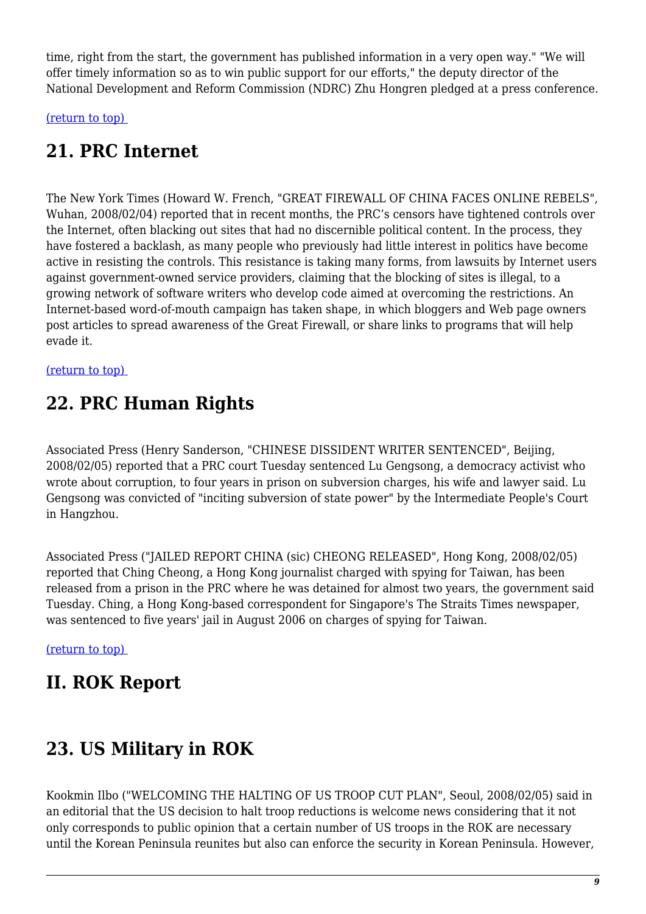time, right from the start, the government has published information in a very open way." "We will offer timely information so as to win public support for our efforts," the deputy director of the National Development and Reform Commission (NDRC) Zhu Hongren pledged at a press conference.

(return to top)

## 21. PRC Internet

The New York Times (Howard W. French, "GREAT FIREWALL OF CHINA FACES ONLINE REBELS", Wuhan, 2008/02/04) reported that in recent months, the PRC's censors have tightened controls over the Internet, often blacking out sites that had no discernible political content. In the process, they have fostered a backlash, as many people who previously had little interest in politics have become active in resisting the controls. This resistance is taking many forms, from lawsuits by Internet users against government-owned service providers, claiming that the blocking of sites is illegal, to a growing network of software writers who develop code aimed at overcoming the restrictions. An Internet-based word-of-mouth campaign has taken shape, in which bloggers and Web page owners post articles to spread awareness of the Great Firewall, or share links to programs that will help evade it.

(return to top)

## 22. PRC Human Rights

Associated Press (Henry Sanderson, "CHINESE DISSIDENT WRITER SENTENCED", Beijing, 2008/02/05) reported that a PRC court Tuesday sentenced Lu Gengsong, a democracy activist who wrote about corruption, to four years in prison on subversion charges, his wife and lawyer said. Lu Gengsong was convicted of "inciting subversion of state power" by the Intermediate People's Court in Hangzhou.

Associated Press ("JAILED REPORT CHINA (sic) CHEONG RELEASED", Hong Kong, 2008/02/05) reported that Ching Cheong, a Hong Kong journalist charged with spying for Taiwan, has been released from a prison in the PRC where he was detained for almost two years, the government said Tuesday. Ching, a Hong Kong-based correspondent for Singapore's The Straits Times newspaper, was sentenced to five years' jail in August 2006 on charges of spying for Taiwan.

(return to top)

# II. ROK Report

## 23. US Military in ROK

Kookmin Ilbo ("WELCOMING THE HALTING OF US TROOP CUT PLAN", Seoul, 2008/02/05) said in an editorial that the US decision to halt troop reductions is welcome news considering that it not only corresponds to public opinion that a certain number of US troops in the ROK are necessary until the Korean Peninsula reunites but also can enforce the security in Korean Peninsula. However,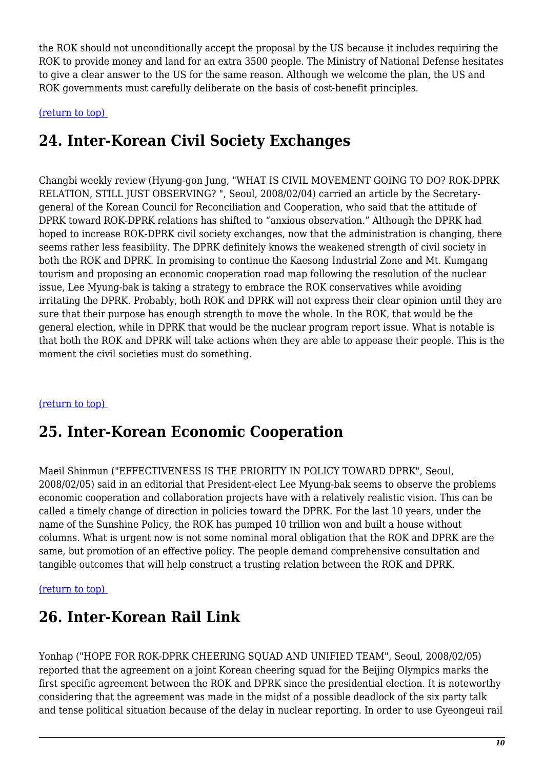the ROK should not unconditionally accept the proposal by the US because it includes requiring the ROK to provide money and land for an extra 3500 people. The Ministry of National Defense hesitates to give a clear answer to the US for the same reason. Although we welcome the plan, the US and ROK governments must carefully deliberate on the basis of cost-benefit principles.

(return to top)

## 24. Inter-Korean Civil Society Exchanges

Changbi weekly review (Hyung-gon Jung, "WHAT IS CIVIL MOVEMENT GOING TO DO? ROK-DPRK RELATION, STILL JUST OBSERVING? ", Seoul, 2008/02/04) carried an article by the Secretary-general of the Korean Council for Reconciliation and Cooperation, who said that the attitude of DPRK toward ROK-DPRK relations has shifted to "anxious observation." Although the DPRK had hoped to increase ROK-DPRK civil society exchanges, now that the administration is changing, there seems rather less feasibility. The DPRK definitely knows the weakened strength of civil society in both the ROK and DPRK. In promising to continue the Kaesong Industrial Zone and Mt. Kumgang tourism and proposing an economic cooperation road map following the resolution of the nuclear issue, Lee Myung-bak is taking a strategy to embrace the ROK conservatives while avoiding irritating the DPRK. Probably, both ROK and DPRK will not express their clear opinion until they are sure that their purpose has enough strength to move the whole. In the ROK, that would be the general election, while in DPRK that would be the nuclear program report issue. What is notable is that both the ROK and DPRK will take actions when they are able to appease their people. This is the moment the civil societies must do something.

(return to top)

## 25. Inter-Korean Economic Cooperation

Maeil Shinmun ("EFFECTIVENESS IS THE PRIORITY IN POLICY TOWARD DPRK", Seoul, 2008/02/05) said in an editorial that President-elect Lee Myung-bak seems to observe the problems economic cooperation and collaboration projects have with a relatively realistic vision. This can be called a timely change of direction in policies toward the DPRK. For the last 10 years, under the name of the Sunshine Policy, the ROK has pumped 10 trillion won and built a house without columns. What is urgent now is not some nominal moral obligation that the ROK and DPRK are the same, but promotion of an effective policy. The people demand comprehensive consultation and tangible outcomes that will help construct a trusting relation between the ROK and DPRK.

(return to top)

## 26. Inter-Korean Rail Link

Yonhap ("HOPE FOR ROK-DPRK CHEERING SQUAD AND UNIFIED TEAM", Seoul, 2008/02/05) reported that the agreement on a joint Korean cheering squad for the Beijing Olympics marks the first specific agreement between the ROK and DPRK since the presidential election. It is noteworthy considering that the agreement was made in the midst of a possible deadlock of the six party talk and tense political situation because of the delay in nuclear reporting. In order to use Gyeongeui rail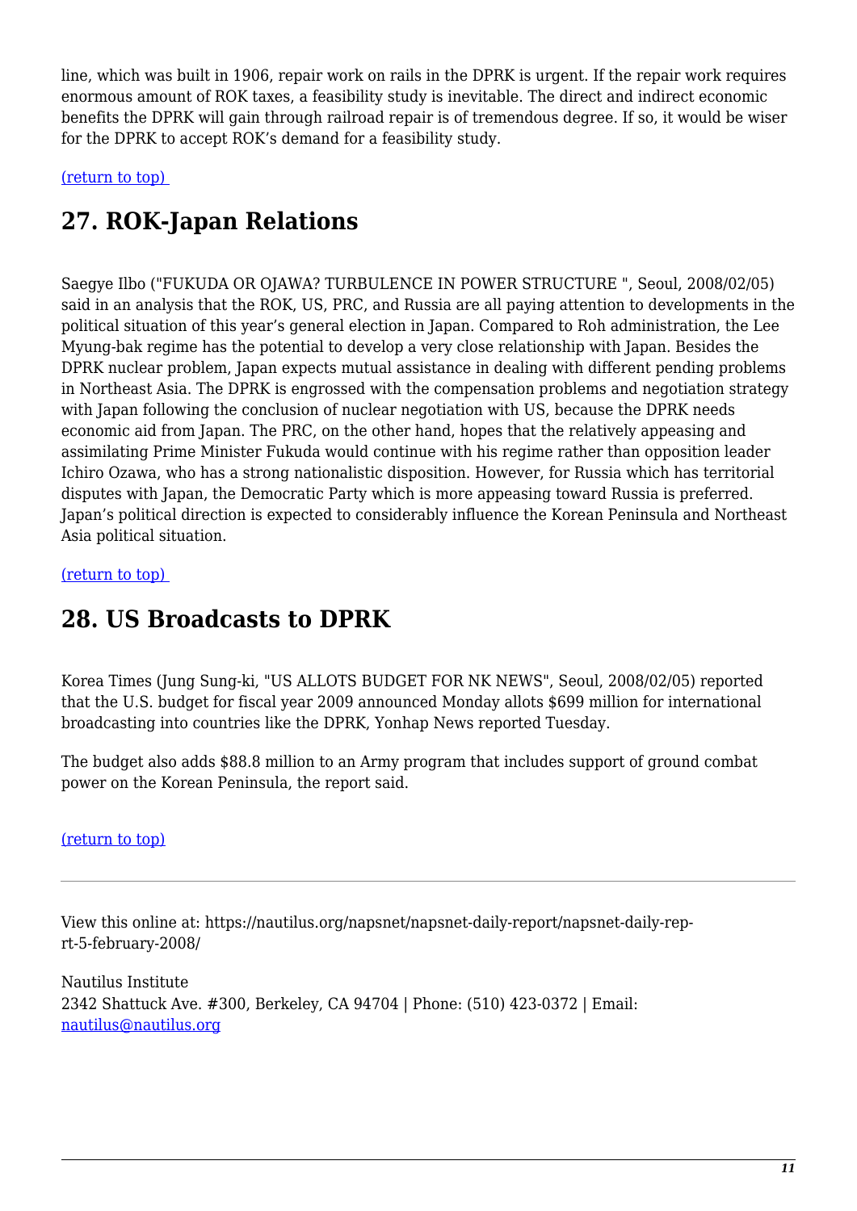line, which was built in 1906, repair work on rails in the DPRK is urgent. If the repair work requires enormous amount of ROK taxes, a feasibility study is inevitable. The direct and indirect economic benefits the DPRK will gain through railroad repair is of tremendous degree. If so, it would be wiser for the DPRK to accept ROK's demand for a feasibility study.

(return to top)

## 27. ROK-Japan Relations

Saegye Ilbo ("FUKUDA OR OJAWA? TURBULENCE IN POWER STRUCTURE ", Seoul, 2008/02/05) said in an analysis that the ROK, US, PRC, and Russia are all paying attention to developments in the political situation of this year's general election in Japan. Compared to Roh administration, the Lee Myung-bak regime has the potential to develop a very close relationship with Japan. Besides the DPRK nuclear problem, Japan expects mutual assistance in dealing with different pending problems in Northeast Asia. The DPRK is engrossed with the compensation problems and negotiation strategy with Japan following the conclusion of nuclear negotiation with US, because the DPRK needs economic aid from Japan. The PRC, on the other hand, hopes that the relatively appeasing and assimilating Prime Minister Fukuda would continue with his regime rather than opposition leader Ichiro Ozawa, who has a strong nationalistic disposition. However, for Russia which has territorial disputes with Japan, the Democratic Party which is more appeasing toward Russia is preferred. Japan's political direction is expected to considerably influence the Korean Peninsula and Northeast Asia political situation.

(return to top)

## 28. US Broadcasts to DPRK

Korea Times (Jung Sung-ki, "US ALLOTS BUDGET FOR NK NEWS", Seoul, 2008/02/05) reported that the U.S. budget for fiscal year 2009 announced Monday allots $699 million for international broadcasting into countries like the DPRK, Yonhap News reported Tuesday.

The budget also adds $88.8 million to an Army program that includes support of ground combat power on the Korean Peninsula, the report said.

(return to top)

---

View this online at: https://nautilus.org/napsnet/napsnet-daily-report/napsnet-daily-report-5-february-2008/

Nautilus Institute
2342 Shattuck Ave. #300, Berkeley, CA 94704 | Phone: (510) 423-0372 | Email: nautilus@nautilus.org